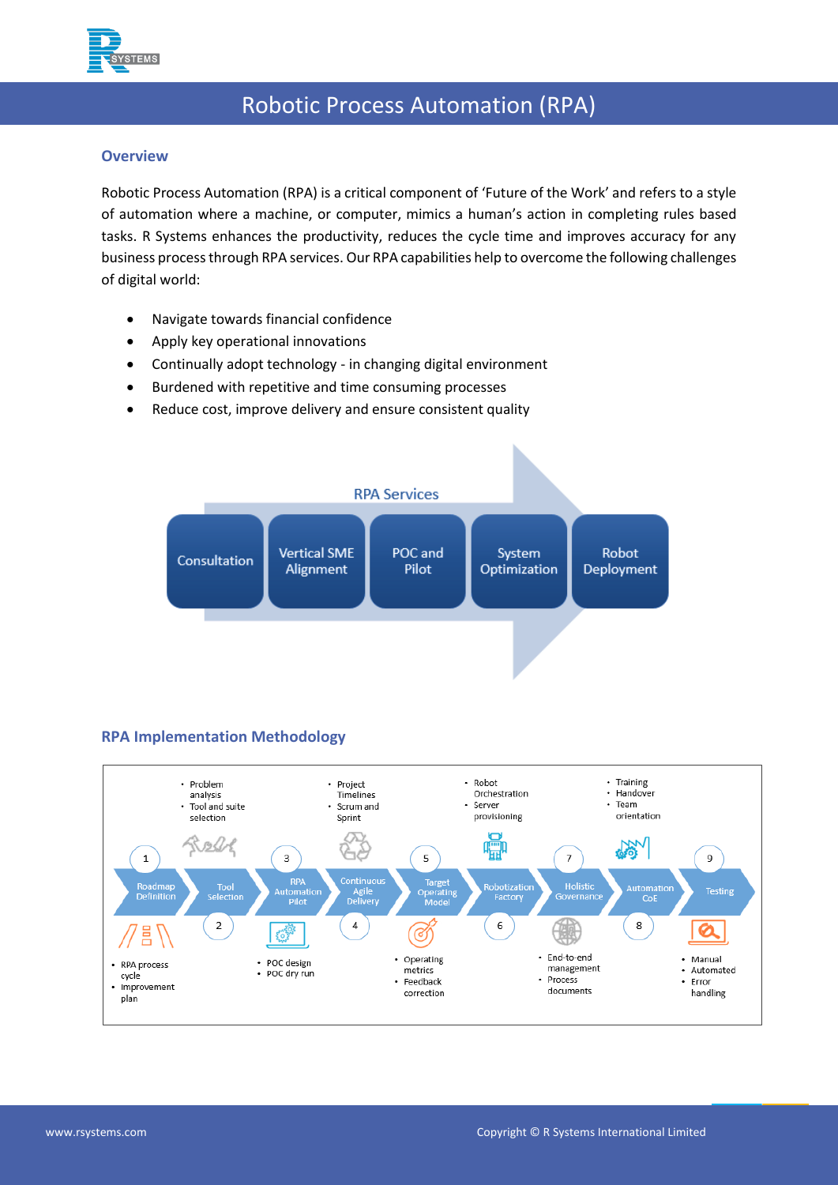# Robotic Process Automation (RPA)

## Overview

Robotic Process Automation (RPA) is a critical component of 'Future of the Work' and refers to a style of automation where a machine, or computer, mimics a human's action in completing rules based tasks. R Systems enhances the productivity, reduces the cycle time and improves accuracy for any business process through RPA services. Our RPA capabilities help to overcome the following challenges of digital world:

- Navigate towards financial confidence
- Apply key operational innovations
- Continually adopt technology - in changing digital environment
- Burdened with repetitive and time consuming processes
- Reduce cost, improve delivery and ensure consistent quality

RPA Services

Consultation → Vertical SME Alignment → POC and Pilot → System Optimization → Robot Deployment

## RPA Implementation Methodology

1. **Roadmap Definition**
   - RPA process cycle
   - Improvement plan
2. **Tool Selection**
   - Problem analysis
   - Tool and suite selection
3. **RPA Automation Pilot**
   - POC design
   - POC dry run
4. **Continuous Agile Delivery**
   - Project Timelines
   - Scrum and Sprint
5. **Target Operating Model**
   - Operating metrics
   - Feedback correction
6. **Robotization Factory**
   - Robot Orchestration
   - Server provisioning
7. **Holistic Governance**
   - End-to-end management
   - Process documents
8. **Automation CoE**
   - Training
   - Handover
   - Team orientation
9. **Testing**
   - Manual
   - Automated
   - Error handling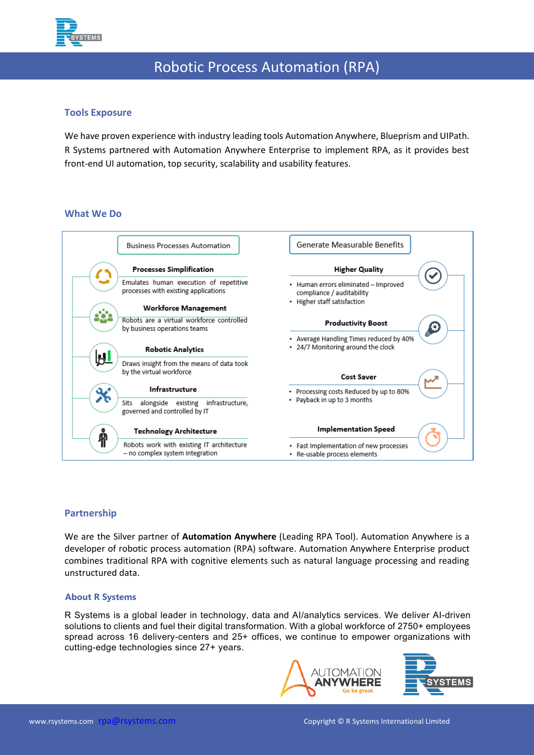# Robotic Process Automation (RPA)

## Tools Exposure

We have proven experience with industry leading tools Automation Anywhere, Blueprism and UIPath. R Systems partnered with Automation Anywhere Enterprise to implement RPA, as it provides best front-end UI automation, top security, scalability and usability features.

## What We Do

**Business Processes Automation**

**Processes Simplification**
Emulates human execution of repetitive processes with existing applications

**Workforce Management**
Robots are a virtual workforce controlled by business operations teams

**Robotic Analytics**
Draws insight from the means of data took by the virtual workforce

**Infrastructure**
Sits alongside existing infrastructure, governed and controlled by IT

**Technology Architecture**
Robots work with existing IT architecture – no complex system integration

**Generate Measurable Benefits**

**Higher Quality**
- Human errors eliminated – Improved compliance / auditability
- Higher staff satisfaction

**Productivity Boost**
- Average Handling Times reduced by 40%
- 24/7 Monitoring around the clock

**Cost Saver**
- Processing costs Reduced by up to 80%
- Payback in up to 3 months

**Implementation Speed**
- Fast Implementation of new processes
- Re-usable process elements

## Partnership

We are the Silver partner of **Automation Anywhere** (Leading RPA Tool). Automation Anywhere is a developer of robotic process automation (RPA) software. Automation Anywhere Enterprise product combines traditional RPA with cognitive elements such as natural language processing and reading unstructured data.

## About R Systems

R Systems is a global leader in technology, data and AI/analytics services. We deliver AI-driven solutions to clients and fuel their digital transformation. With a global workforce of 2750+ employees spread across 16 delivery-centers and 25+ offices, we continue to empower organizations with cutting-edge technologies since 27+ years.

www.rsystems.com rpa@rsystems.com

Copyright © R Systems International Limited